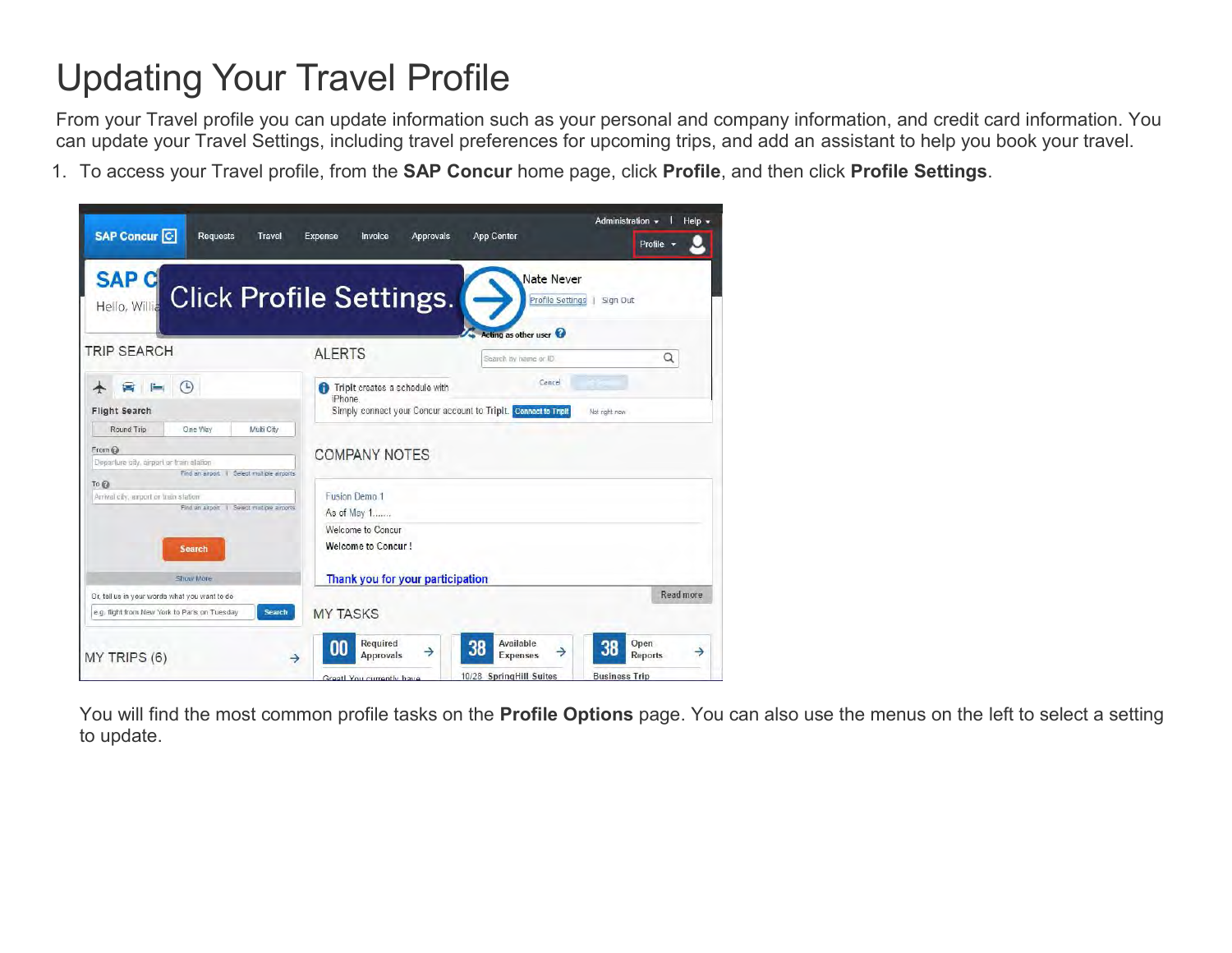# Updating Your Travel Profile

From your Travel profile you can update information such as your personal and company information, and credit card information. You can update your Travel Settings, including travel preferences for upcoming trips, and add an assistant to help you book your travel.

1. To access your Travel profile, from the **SAP Concur** home page, click **Profile**, and then click **Profile Settings**.

   You will find the most common profile tasks on the **Profile Options** page. You can also use the menus on the left to select a setting to update.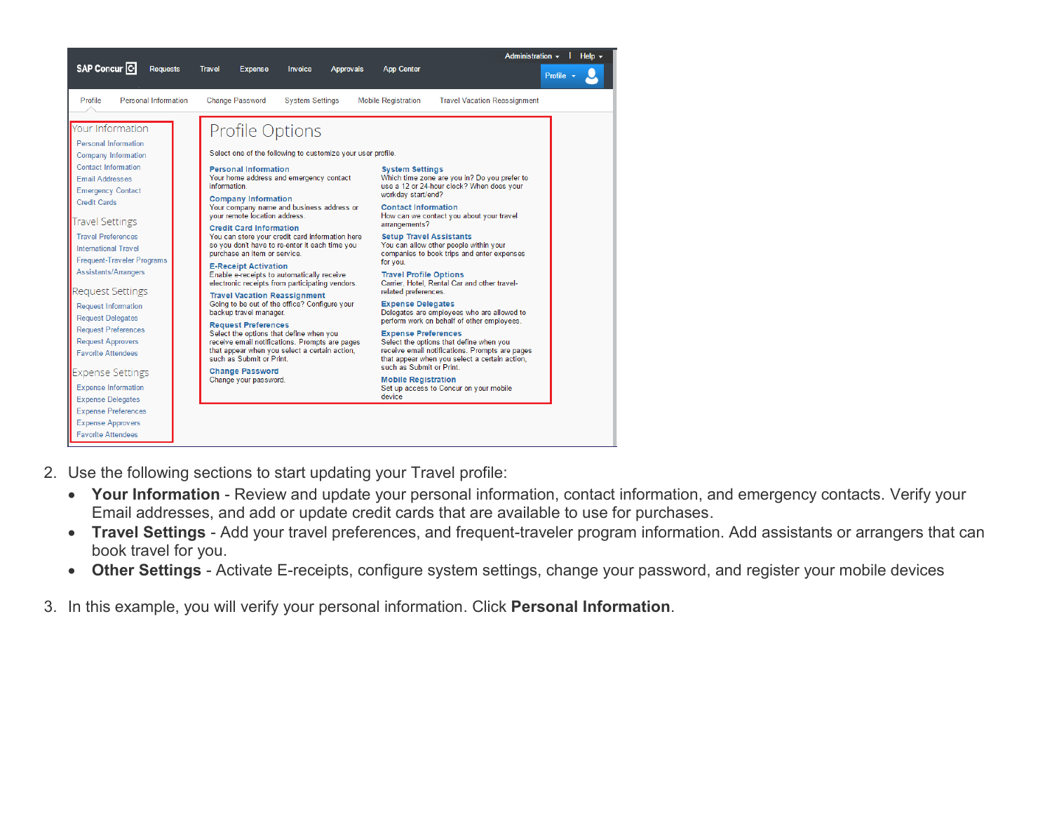2. Use the following sections to start updating your Travel profile:
   - **Your Information** - Review and update your personal information, contact information, and emergency contacts. Verify your Email addresses, and add or update credit cards that are available to use for purchases.
   - **Travel Settings** - Add your travel preferences, and frequent-traveler program information. Add assistants or arrangers that can book travel for you.
   - **Other Settings** - Activate E-receipts, configure system settings, change your password, and register your mobile devices

3. In this example, you will verify your personal information. Click **Personal Information**.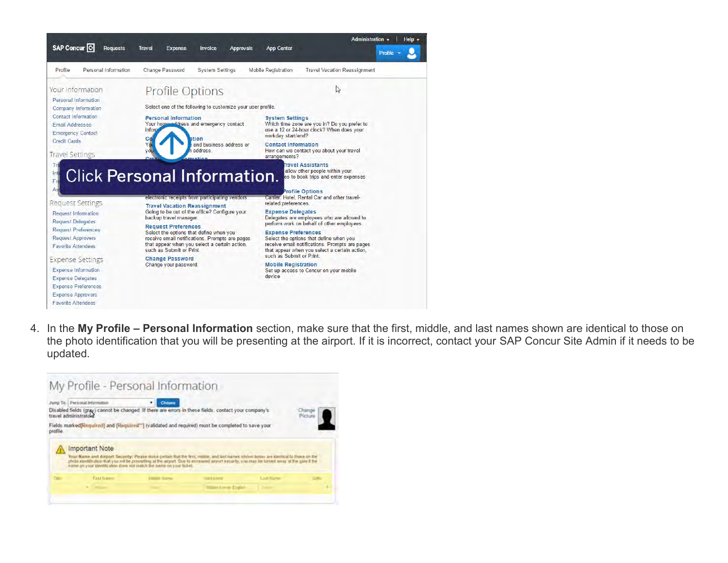4. In the **My Profile – Personal Information** section, make sure that the first, middle, and last names shown are identical to those on the photo identification that you will be presenting at the airport. If it is incorrect, contact your SAP Concur Site Admin if it needs to be updated.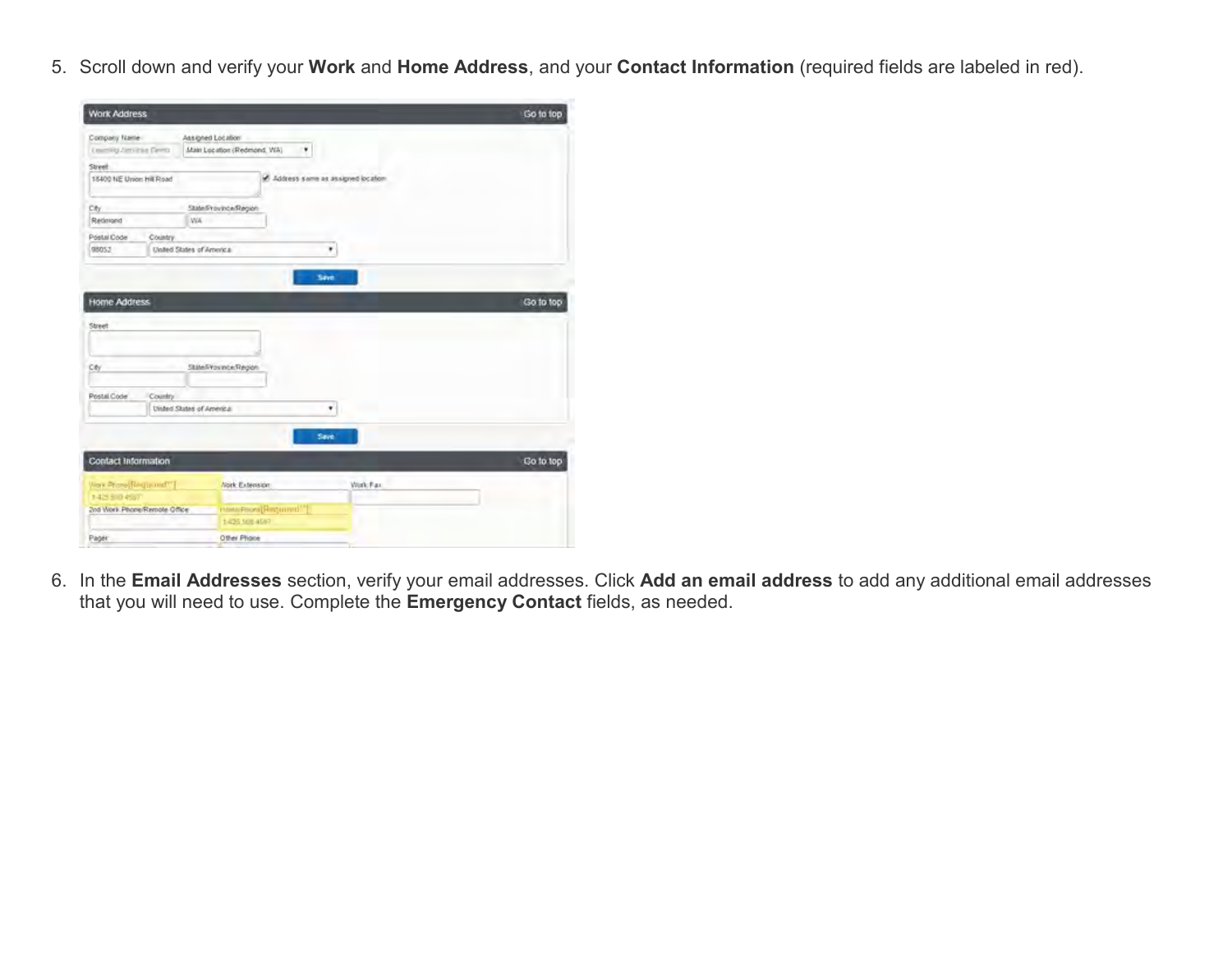5. Scroll down and verify your **Work** and **Home Address**, and your **Contact Information** (required fields are labeled in red).

6. In the **Email Addresses** section, verify your email addresses. Click **Add an email address** to add any additional email addresses that you will need to use. Complete the **Emergency Contact** fields, as needed.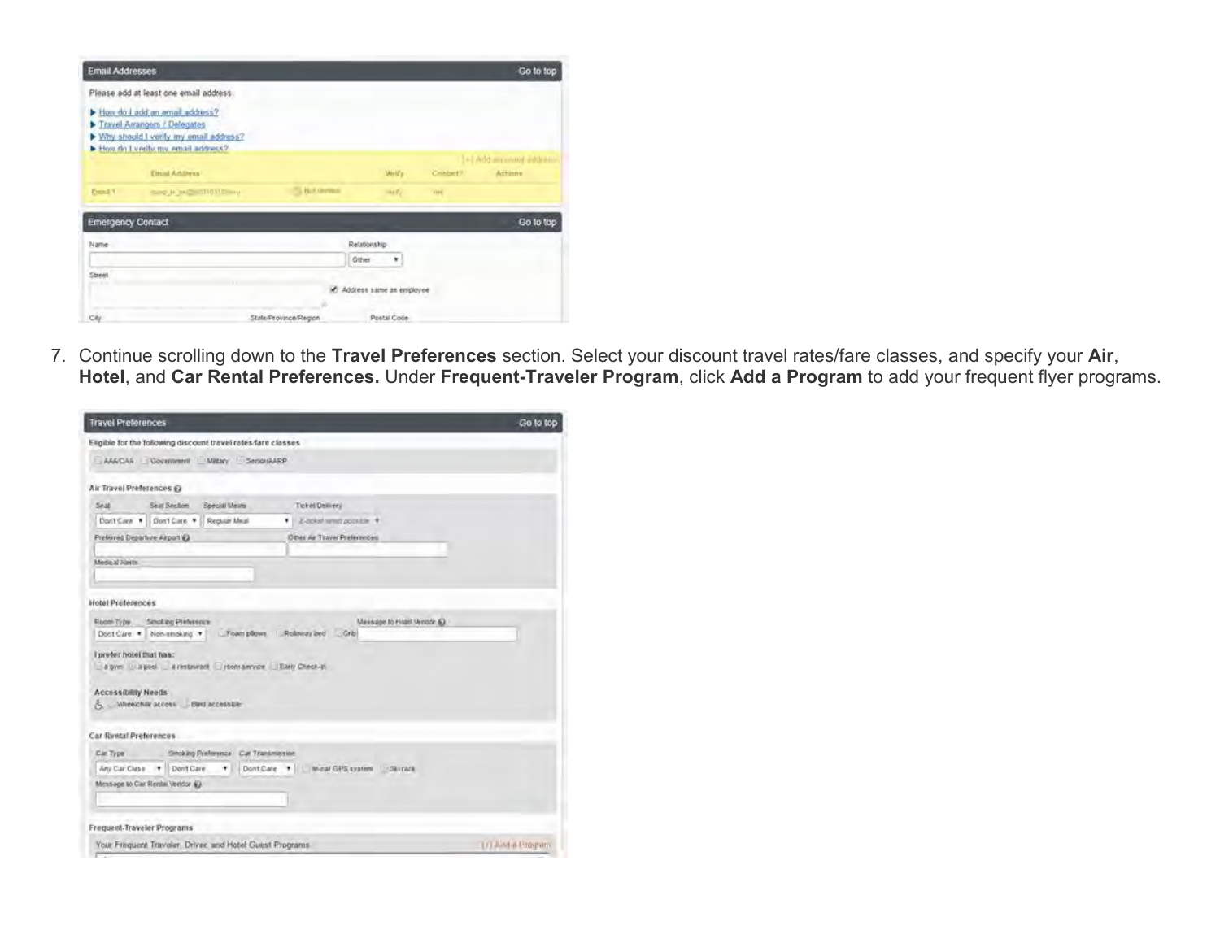7. Continue scrolling down to the **Travel Preferences** section. Select your discount travel rates/fare classes, and specify your **Air**, **Hotel**, and **Car Rental Preferences.** Under **Frequent-Traveler Program**, click **Add a Program** to add your frequent flyer programs.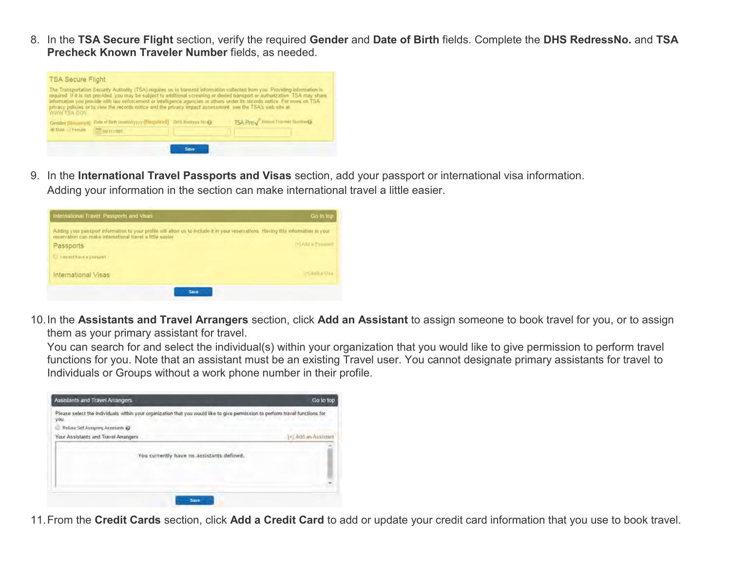8. In the **TSA Secure Flight** section, verify the required **Gender** and **Date of Birth** fields. Complete the **DHS RedressNo.** and **TSA Precheck Known Traveler Number** fields, as needed.

9. In the **International Travel Passports and Visas** section, add your passport or international visa information.
   Adding your information in the section can make international travel a little easier.

10. In the **Assistants and Travel Arrangers** section, click **Add an Assistant** to assign someone to book travel for you, or to assign them as your primary assistant for travel.
    You can search for and select the individual(s) within your organization that you would like to give permission to perform travel functions for you. Note that an assistant must be an existing Travel user. You cannot designate primary assistants for travel to Individuals or Groups without a work phone number in their profile.

11. From the **Credit Cards** section, click **Add a Credit Card** to add or update your credit card information that you use to book travel.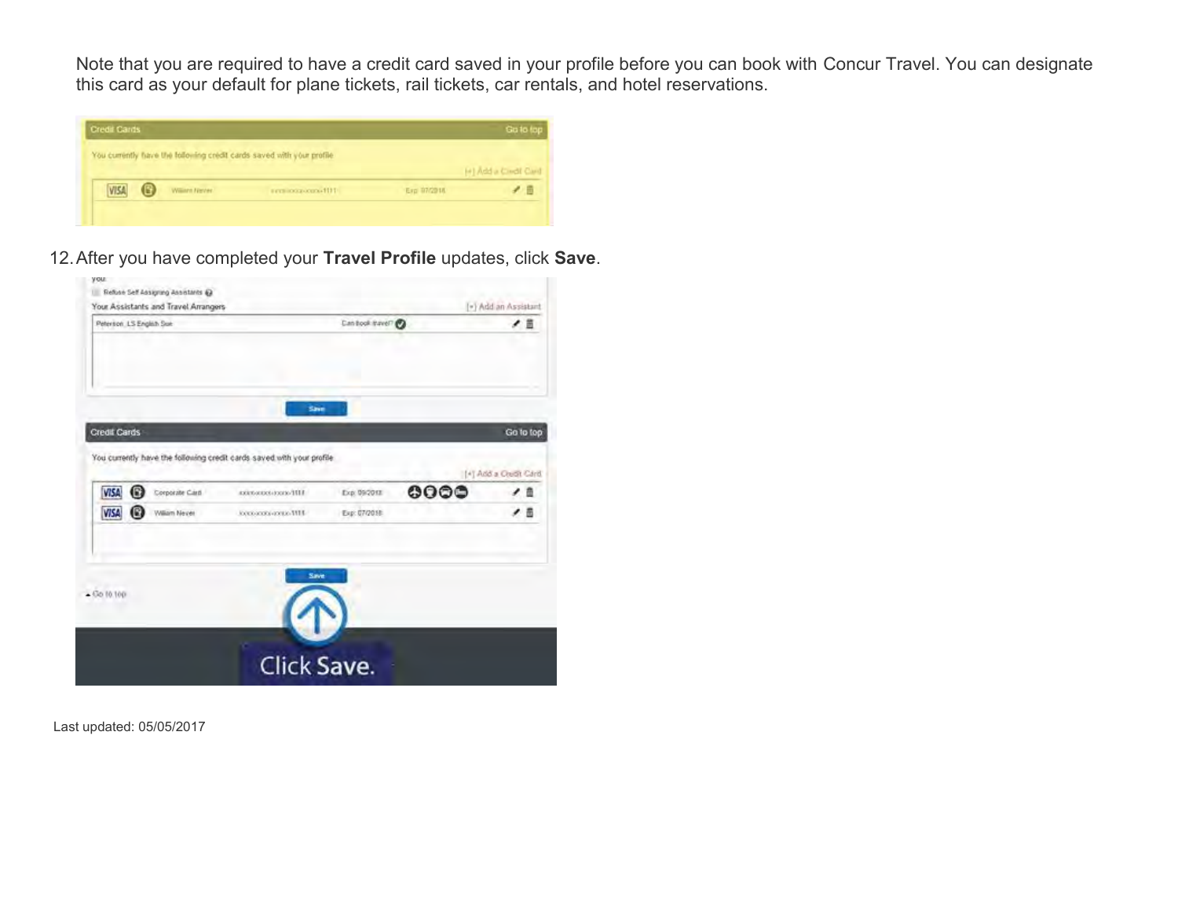Note that you are required to have a credit card saved in your profile before you can book with Concur Travel. You can designate this card as your default for plane tickets, rail tickets, car rentals, and hotel reservations.

12. After you have completed your **Travel Profile** updates, click **Save**.

Last updated: 05/05/2017